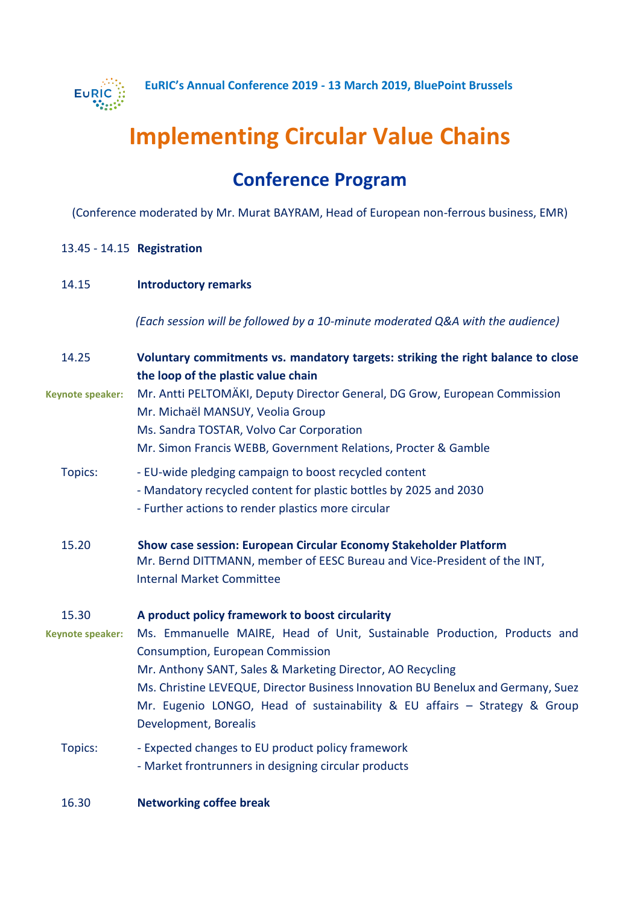EuRIC's Annual Conference 2019 - 13 March 2019, BluePoint Brussels

# Implementing Circular Value Chains

## Conference Program

(Conference moderated by Mr. Murat BAYRAM, Head of European non-ferrous business, EMR)

13.45 - 14.15 **Registration**

14.15 **Introductory remarks**

*(Each session will be followed by a 10-minute moderated Q&A with the audience)*

14.25 **Voluntary commitments vs. mandatory targets: striking the right balance to close the loop of the plastic value chain**

Keynote speaker: Mr. Antti PELTOMÄKI, Deputy Director General, DG Grow, European Commission
Mr. Michaël MANSUY, Veolia Group
Ms. Sandra TOSTAR, Volvo Car Corporation
Mr. Simon Francis WEBB, Government Relations, Procter & Gamble

Topics:
- EU-wide pledging campaign to boost recycled content
- Mandatory recycled content for plastic bottles by 2025 and 2030
- Further actions to render plastics more circular

15.20 **Show case session: European Circular Economy Stakeholder Platform**
Mr. Bernd DITTMANN, member of EESC Bureau and Vice-President of the INT, Internal Market Committee

15.30 **A product policy framework to boost circularity**

Keynote speaker: Ms. Emmanuelle MAIRE, Head of Unit, Sustainable Production, Products and Consumption, European Commission
Mr. Anthony SANT, Sales & Marketing Director, AO Recycling
Ms. Christine LEVEQUE, Director Business Innovation BU Benelux and Germany, Suez
Mr. Eugenio LONGO, Head of sustainability & EU affairs – Strategy & Group Development, Borealis

Topics:
- Expected changes to EU product policy framework
- Market frontrunners in designing circular products

16.30 **Networking coffee break**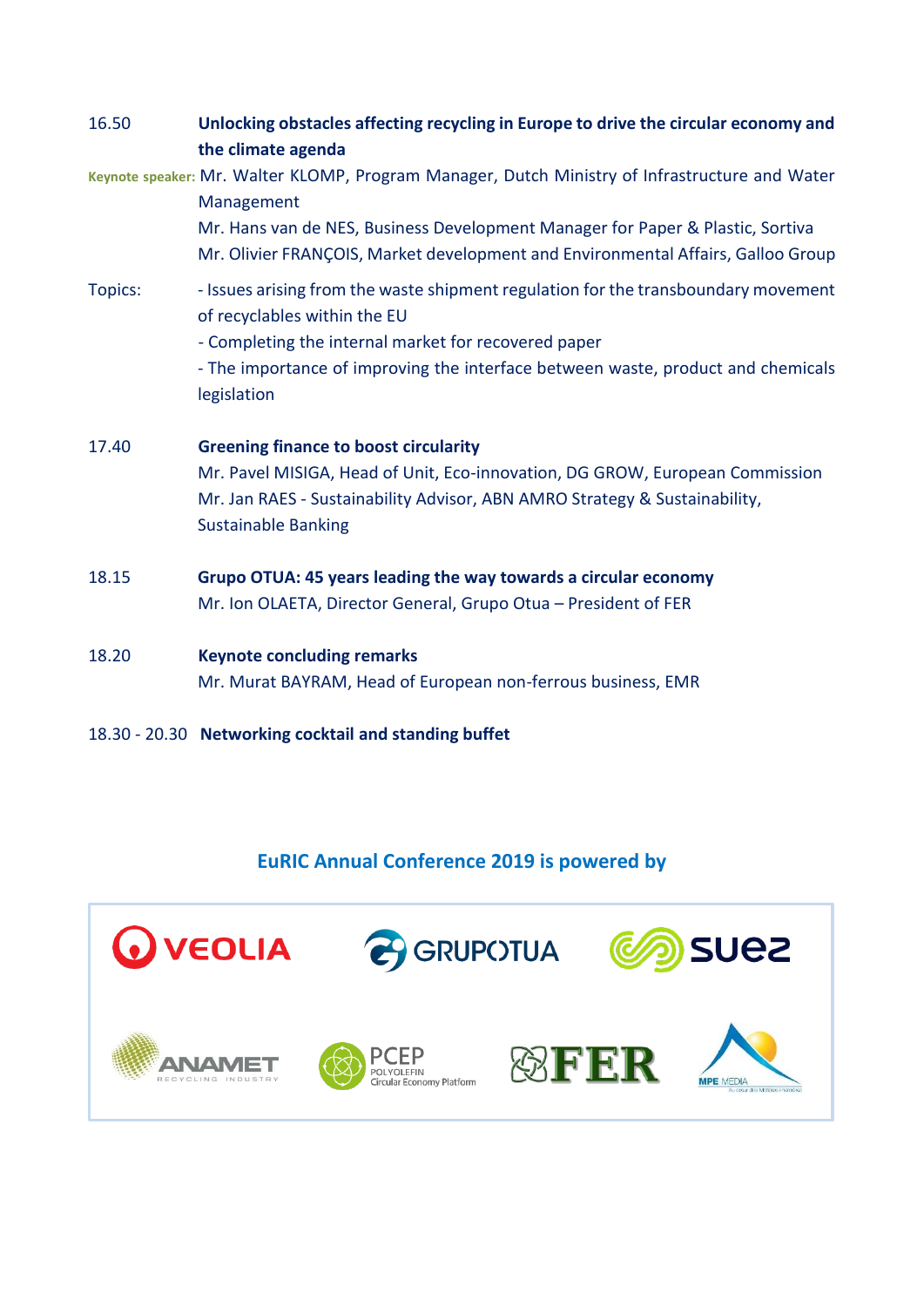16.50 **Unlocking obstacles affecting recycling in Europe to drive the circular economy and the climate agenda**

**Keynote speaker:** Mr. Walter KLOMP, Program Manager, Dutch Ministry of Infrastructure and Water Management

Mr. Hans van de NES, Business Development Manager for Paper & Plastic, Sortiva

Mr. Olivier FRANÇOIS, Market development and Environmental Affairs, Galloo Group

Topics:

- Issues arising from the waste shipment regulation for the transboundary movement of recyclables within the EU
- Completing the internal market for recovered paper
- The importance of improving the interface between waste, product and chemicals legislation

17.40 **Greening finance to boost circularity**

Mr. Pavel MISIGA, Head of Unit, Eco-innovation, DG GROW, European Commission

Mr. Jan RAES - Sustainability Advisor, ABN AMRO Strategy & Sustainability, Sustainable Banking

18.15 **Grupo OTUA: 45 years leading the way towards a circular economy**

Mr. Ion OLAETA, Director General, Grupo Otua – President of FER

18.20 **Keynote concluding remarks**

Mr. Murat BAYRAM, Head of European non-ferrous business, EMR

18.30 - 20.30 **Networking cocktail and standing buffet**

## EuRIC Annual Conference 2019 is powered by

VEOLIA

GRUPOTUA

SUEZ

ANAMET RECYCLING INDUSTRY

PCEP POLYOLEFIN Circular Economy Platform

FER

MPE MEDIA